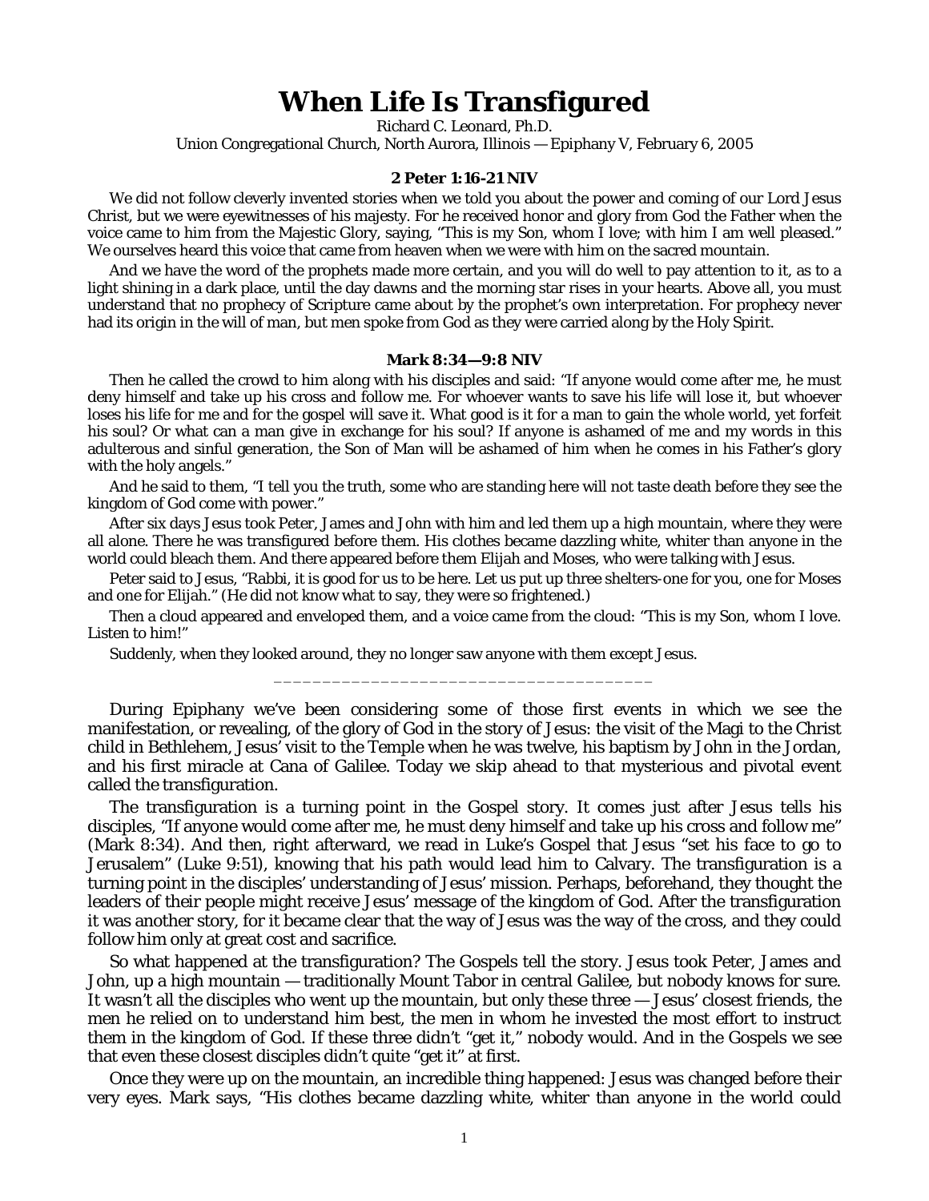# When Life Is Transfigured

Richard C. Leonard, Ph.D.

Union Congregational Church, North Aurora, Illinois — Epiphany V, February 6, 2005

**2 Peter 1:16-21 NIV**

We did not follow cleverly invented stories when we told you about the power and coming of our Lord Jesus Christ, but we were eyewitnesses of his majesty. For he received honor and glory from God the Father when the voice came to him from the Majestic Glory, saying, "This is my Son, whom I love; with him I am well pleased." We ourselves heard this voice that came from heaven when we were with him on the sacred mountain.

And we have the word of the prophets made more certain, and you will do well to pay attention to it, as to a light shining in a dark place, until the day dawns and the morning star rises in your hearts. Above all, you must understand that no prophecy of Scripture came about by the prophet's own interpretation. For prophecy never had its origin in the will of man, but men spoke from God as they were carried along by the Holy Spirit.

**Mark 8:34—9:8 NIV**

Then he called the crowd to him along with his disciples and said: "If anyone would come after me, he must deny himself and take up his cross and follow me. For whoever wants to save his life will lose it, but whoever loses his life for me and for the gospel will save it. What good is it for a man to gain the whole world, yet forfeit his soul? Or what can a man give in exchange for his soul? If anyone is ashamed of me and my words in this adulterous and sinful generation, the Son of Man will be ashamed of him when he comes in his Father's glory with the holy angels."

And he said to them, "I tell you the truth, some who are standing here will not taste death before they see the kingdom of God come with power."

After six days Jesus took Peter, James and John with him and led them up a high mountain, where they were all alone. There he was transfigured before them. His clothes became dazzling white, whiter than anyone in the world could bleach them. And there appeared before them Elijah and Moses, who were talking with Jesus.

Peter said to Jesus, "Rabbi, it is good for us to be here. Let us put up three shelters-one for you, one for Moses and one for Elijah." (He did not know what to say, they were so frightened.)

Then a cloud appeared and enveloped them, and a voice came from the cloud: "This is my Son, whom I love. Listen to him!"

Suddenly, when they looked around, they no longer saw anyone with them except Jesus.

---

During Epiphany we've been considering some of those first events in which we see the manifestation, or revealing, of the glory of God in the story of Jesus: the visit of the Magi to the Christ child in Bethlehem, Jesus' visit to the Temple when he was twelve, his baptism by John in the Jordan, and his first miracle at Cana of Galilee. Today we skip ahead to that mysterious and pivotal event called the transfiguration.

The transfiguration is a turning point in the Gospel story. It comes just after Jesus tells his disciples, "If anyone would come after me, he must deny himself and take up his cross and follow me" (Mark 8:34). And then, right afterward, we read in Luke's Gospel that Jesus "set his face to go to Jerusalem" (Luke 9:51), knowing that his path would lead him to Calvary. The transfiguration is a turning point in the disciples' understanding of Jesus' mission. Perhaps, beforehand, they thought the leaders of their people might receive Jesus' message of the kingdom of God. After the transfiguration it was another story, for it became clear that the way of Jesus was the way of the cross, and they could follow him only at great cost and sacrifice.

So what happened at the transfiguration? The Gospels tell the story. Jesus took Peter, James and John, up a high mountain — traditionally Mount Tabor in central Galilee, but nobody knows for sure. It wasn't all the disciples who went up the mountain, but only these three — Jesus' closest friends, the men he relied on to understand him best, the men in whom he invested the most effort to instruct them in the kingdom of God. If these three didn't "get it," nobody would. And in the Gospels we see that even these closest disciples didn't quite "get it" at first.

Once they were up on the mountain, an incredible thing happened: Jesus was changed before their very eyes. Mark says, "His clothes became dazzling white, whiter than anyone in the world could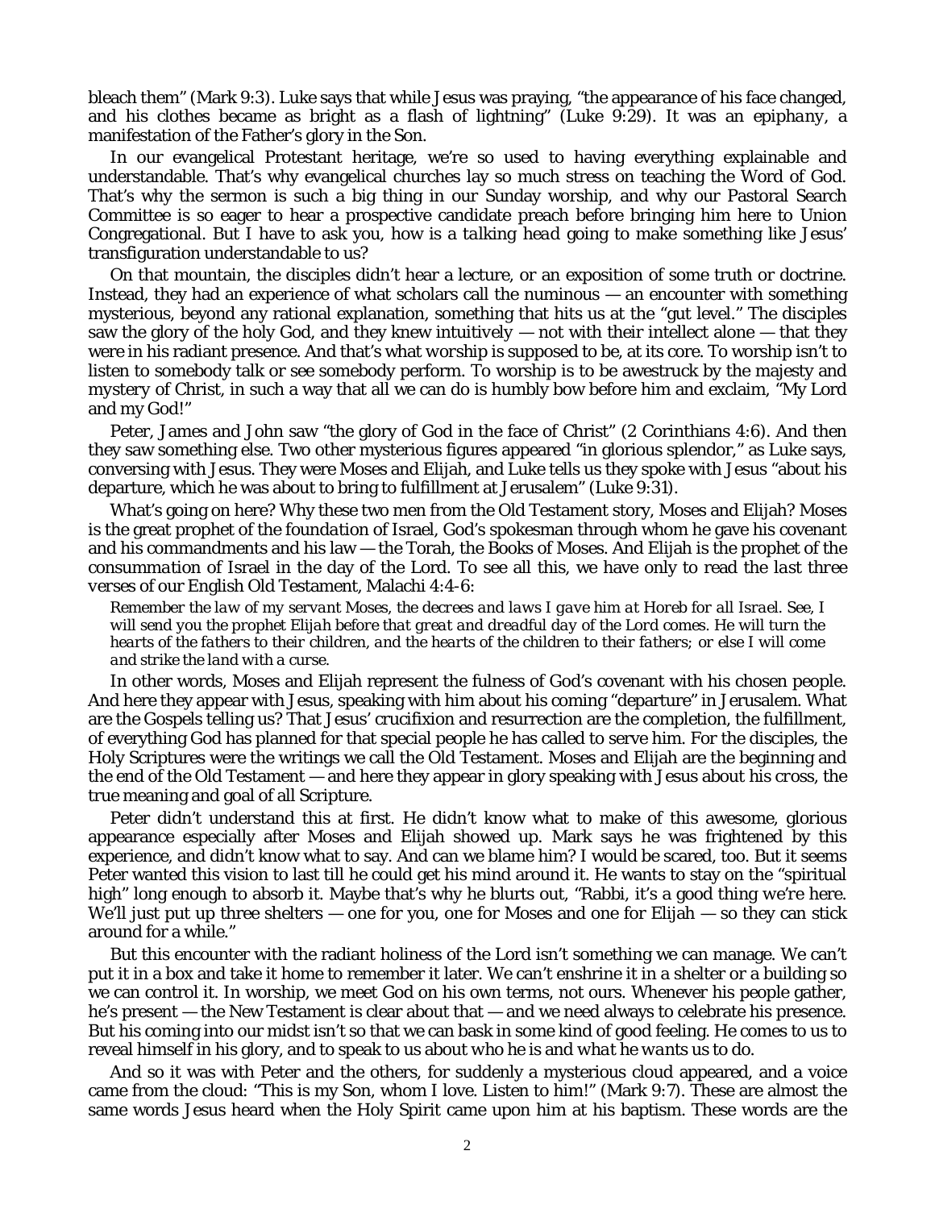bleach them" (Mark 9:3). Luke says that while Jesus was praying, "the appearance of his face changed, and his clothes became as bright as a flash of lightning" (Luke 9:29). It was an *epiphany*, a manifestation of the Father's glory in the Son.

In our evangelical Protestant heritage, we're so used to having everything explainable and understandable. That's why evangelical churches lay so much stress on teaching the Word of God. That's why the sermon is such a big thing in our Sunday worship, and why our Pastoral Search Committee is so eager to hear a prospective candidate preach before bringing him here to Union Congregational. But I have to ask you, how is a *talking head* going to make something like Jesus' transfiguration understandable to us?

On that mountain, the disciples didn't hear a lecture, or an exposition of some truth or doctrine. Instead, they had an experience of what scholars call the numinous — an encounter with something mysterious, beyond any rational explanation, something that hits us at the "gut level." The disciples saw the glory of the holy God, and they knew intuitively — not with their intellect alone — that they were in his radiant presence. And that's what *worship* is supposed to be, at its core. To worship isn't to listen to somebody talk or see somebody perform. To worship is to be awestruck by the majesty and mystery of Christ, in such a way that all we can do is humbly bow before him and exclaim, "My Lord and my God!"

Peter, James and John saw "the glory of God in the face of Christ" (2 Corinthians 4:6). And then they saw something else. Two other mysterious figures appeared "in glorious splendor," as Luke says, conversing with Jesus. They were Moses and Elijah, and Luke tells us they spoke with Jesus "about his departure, which he was about to bring to fulfillment at Jerusalem" (Luke 9:31).

What's going on here? Why these two men from the Old Testament story, Moses and Elijah? Moses is the great prophet of the *foundation* of Israel, God's spokesman through whom he gave his covenant and his commandments and his law — the Torah, the Books of Moses. And Elijah is the prophet of the *consummation* of Israel in the day of the Lord. To see all this, we have only to read the *last three verses* of our English Old Testament, Malachi 4:4-6:

*Remember the law of my servant Moses, the decrees and laws I gave him at Horeb for all Israel. See, I will send you the prophet Elijah before that great and dreadful day of the Lord comes. He will turn the hearts of the fathers to their children, and the hearts of the children to their fathers; or else I will come and strike the land with a curse.*

In other words, Moses and Elijah represent the fulness of God's covenant with his chosen people. And here they appear with Jesus, speaking with him about his coming "departure" in Jerusalem. What are the Gospels telling us? That Jesus' crucifixion and resurrection are the completion, the fulfillment, of everything God has planned for that special people he has called to serve him. For the disciples, the Holy Scriptures were the writings we call the Old Testament. Moses and Elijah are the beginning and the end of the Old Testament — and here they appear in glory speaking with Jesus about his cross, the true meaning and goal of all Scripture.

Peter didn't understand this at first. He didn't know what to make of this awesome, glorious appearance especially after Moses and Elijah showed up. Mark says he was frightened by this experience, and didn't know what to say. And can we blame him? I would be scared, too. But it seems Peter wanted this vision to last till he could get his mind around it. He wants to stay on the "spiritual high" long enough to absorb it. Maybe that's why he blurts out, "Rabbi, it's a good thing we're here. We'll just put up three shelters — one for you, one for Moses and one for Elijah — so they can stick around for a while."

But this encounter with the radiant holiness of the Lord isn't something we can manage. We can't put it in a box and take it home to remember it later. We can't enshrine it in a shelter or a building so we can control it. In worship, we meet God on his own terms, not ours. Whenever his people gather, he's present — the New Testament is clear about that — and we need always to celebrate his presence. But his coming into our midst isn't so that we can bask in some kind of good feeling. He comes to us to reveal himself in his glory, and to speak to us about who he is and *what he wants us to do*.

And so it was with Peter and the others, for suddenly a mysterious cloud appeared, and a voice came from the cloud: "This is my Son, whom I love. Listen to him!" (Mark 9:7). These are almost the same words Jesus heard when the Holy Spirit came upon him at his baptism. These words are the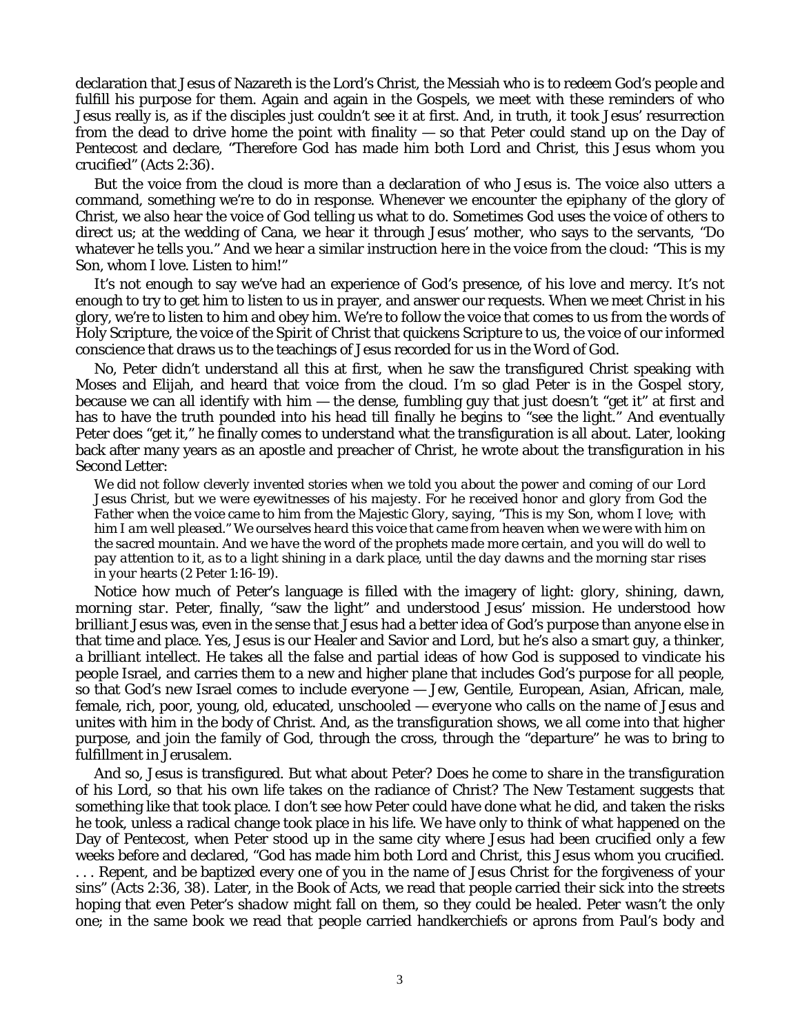declaration that Jesus of Nazareth is the Lord's Christ, the Messiah who is to redeem God's people and fulfill his purpose for them. Again and again in the Gospels, we meet with these reminders of who Jesus really is, as if the disciples just couldn't see it at first. And, in truth, it took Jesus' resurrection from the dead to drive home the point with finality — so that Peter could stand up on the Day of Pentecost and declare, "Therefore God has made him both Lord and Christ, this Jesus whom you crucified" (Acts 2:36).

But the voice from the cloud is more than a declaration of who Jesus is. The voice also utters a command, something we're to do in response. Whenever we encounter the *epiphany* of the glory of Christ, we also hear the voice of God telling us what to do. Sometimes God uses the voice of others to direct us; at the wedding of Cana, we hear it through Jesus' mother, who says to the servants, "Do whatever he tells you." And we hear a similar instruction here in the voice from the cloud: "This is my Son, whom I love. Listen to him!"

It's not enough to say we've had an experience of God's presence, of his love and mercy. It's not enough to try to get him to listen to us in prayer, and answer our requests. When we meet Christ in his glory, we're to listen to him and obey him. We're to follow the voice that comes to us from the words of Holy Scripture, the voice of the Spirit of Christ that quickens Scripture to us, the voice of our informed conscience that draws us to the teachings of Jesus recorded for us in the Word of God.

No, Peter didn't understand all this at first, when he saw the transfigured Christ speaking with Moses and Elijah, and heard that voice from the cloud. I'm so glad Peter is in the Gospel story, because we can all identify with him — the dense, fumbling guy that just doesn't "get it" at first and has to have the truth pounded into his head till finally he begins to "see the light." And eventually Peter does "get it," he finally comes to understand what the transfiguration is all about. Later, looking back after many years as an apostle and preacher of Christ, he wrote about the transfiguration in his Second Letter:

> *We did not follow cleverly invented stories when we told you about the power and coming of our Lord Jesus Christ, but we were eyewitnesses of his majesty. For he received honor and glory from God the Father when the voice came to him from the Majestic Glory, saying, "This is my Son, whom I love; with him I am well pleased." We ourselves heard this voice that came from heaven when we were with him on the sacred mountain. And we have the word of the prophets made more certain, and you will do well to pay attention to it, as to a light shining in a dark place, until the day dawns and the morning star rises in your hearts* (2 Peter 1:16-19).

Notice how much of Peter's language is filled with the imagery of light: *glory, shining, dawn, morning star*. Peter, finally, "saw the light" and understood Jesus' mission. He understood how *brilliant* Jesus was, even in the sense that Jesus had a better idea of God's purpose than anyone else in that time and place. Yes, Jesus is our Healer and Savior and Lord, but he's also a smart guy, a thinker, a *brilliant* intellect. He takes all the false and partial ideas of how God is supposed to vindicate his people Israel, and carries them to a new and higher plane that includes God's purpose for *all* people, so that God's new Israel comes to include everyone — Jew, Gentile, European, Asian, African, male, female, rich, poor, young, old, educated, unschooled — everyone who calls on the name of Jesus and unites with him in the body of Christ. And, as the transfiguration shows, we all come into that higher purpose, and join the family of God, through the cross, through the "departure" he was to bring to fulfillment in Jerusalem.

And so, Jesus is transfigured. But what about Peter? Does he come to share in the transfiguration of his Lord, so that his own life takes on the radiance of Christ? The New Testament suggests that something like that took place. I don't see how Peter could have done what he did, and taken the risks he took, unless a radical change took place in his life. We have only to think of what happened on the Day of Pentecost, when Peter stood up in the same city where Jesus had been crucified only a few weeks before and declared, "God has made him both Lord and Christ, this Jesus whom you crucified. . . . Repent, and be baptized every one of you in the name of Jesus Christ for the forgiveness of your sins" (Acts 2:36, 38). Later, in the Book of Acts, we read that people carried their sick into the streets hoping that even Peter's *shadow* might fall on them, so they could be healed. Peter wasn't the only one; in the same book we read that people carried handkerchiefs or aprons from Paul's body and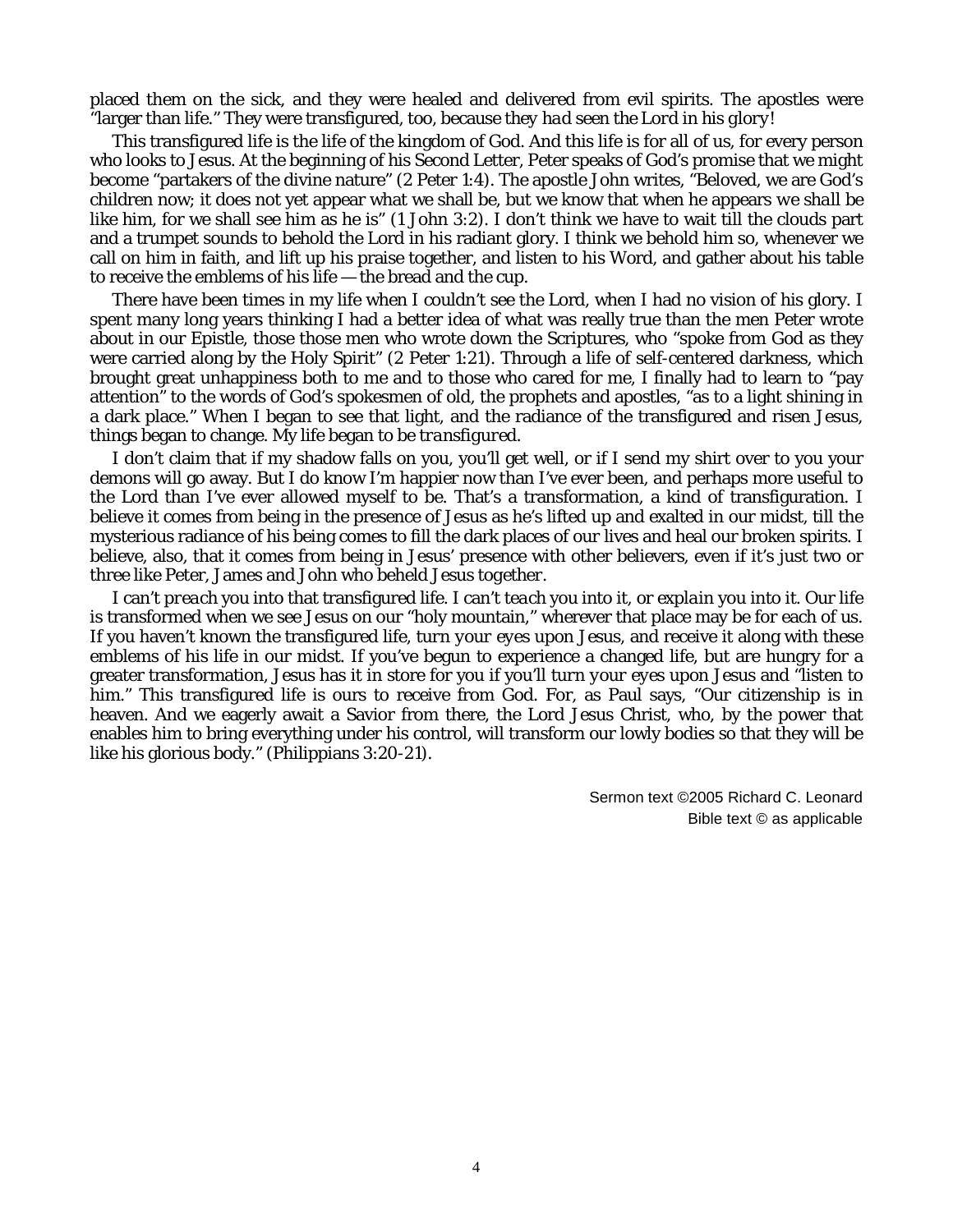placed them on the sick, and they were healed and delivered from evil spirits. The apostles were "larger than life." They were transfigured, too, because they *had seen the Lord in his glory!*

This transfigured life is the life of the kingdom of God. And this life is for all of us, for every person who looks to Jesus. At the beginning of his Second Letter, Peter speaks of God's promise that we might become "partakers of the divine nature" (2 Peter 1:4). The apostle John writes, "Beloved, we are God's children now; it does not yet appear what we shall be, but we know that when he appears *we shall be like him, for we shall see him as he is*" (1 John 3:2). I don't think we have to wait till the clouds part and a trumpet sounds to behold the Lord in his radiant glory. I think we behold him so, whenever we call on him in faith, and lift up his praise together, and listen to his Word, and gather about his table to receive the emblems of his life — the bread and the cup.

There have been times in my life when I couldn't see the Lord, when I had no vision of his glory. I spent many long years thinking I had a better idea of what was really true than the men Peter wrote about in our Epistle, those those men who wrote down the Scriptures, who "spoke from God as they were carried along by the Holy Spirit" (2 Peter 1:21). Through a life of self-centered darkness, which brought great unhappiness both to me and to those who cared for me, I finally had to learn to "pay attention" to the words of God's spokesmen of old, the prophets and apostles, "as to a light shining in a dark place." When I began to see that light, and the radiance of the transfigured and risen Jesus, things began to change. *My life began to be transfigured.*

I don't claim that if my shadow falls on you, you'll get well, or if I send my shirt over to you your demons will go away. But I do know I'm happier now than I've ever been, and perhaps more useful to the Lord than I've ever allowed myself to be. That's a transformation, a kind of transfiguration. I believe it comes from being in the presence of Jesus as he's lifted up and exalted in our midst, till the mysterious radiance of his being comes to fill the dark places of our lives and heal our broken spirits. I believe, also, that it comes from being in Jesus' presence with other believers, even if it's just two or three like Peter, James and John who beheld Jesus *together*.

I can't *preach* you into that transfigured life. I can't *teach* you into it, or *explain* you into it. Our life is transformed when we see Jesus on our "holy mountain," wherever that place may be for each of us. If you haven't known the transfigured life, *turn your eyes upon Jesus*, and receive it along with these emblems of his life in our midst. If you've begun to experience a changed life, but are hungry for a greater transformation, Jesus has it in store for you if you'll *turn your eyes upon Jesus* and "listen to him." This transfigured life is ours to receive from God. For, as Paul says, "Our citizenship is in heaven. And we eagerly await a Savior from there, the Lord Jesus Christ, who, by the power that enables him to bring everything under his control, will transform our lowly bodies so that they will be like his glorious body." (Philippians 3:20-21).

Sermon text ©2005 Richard C. Leonard
Bible text © as applicable